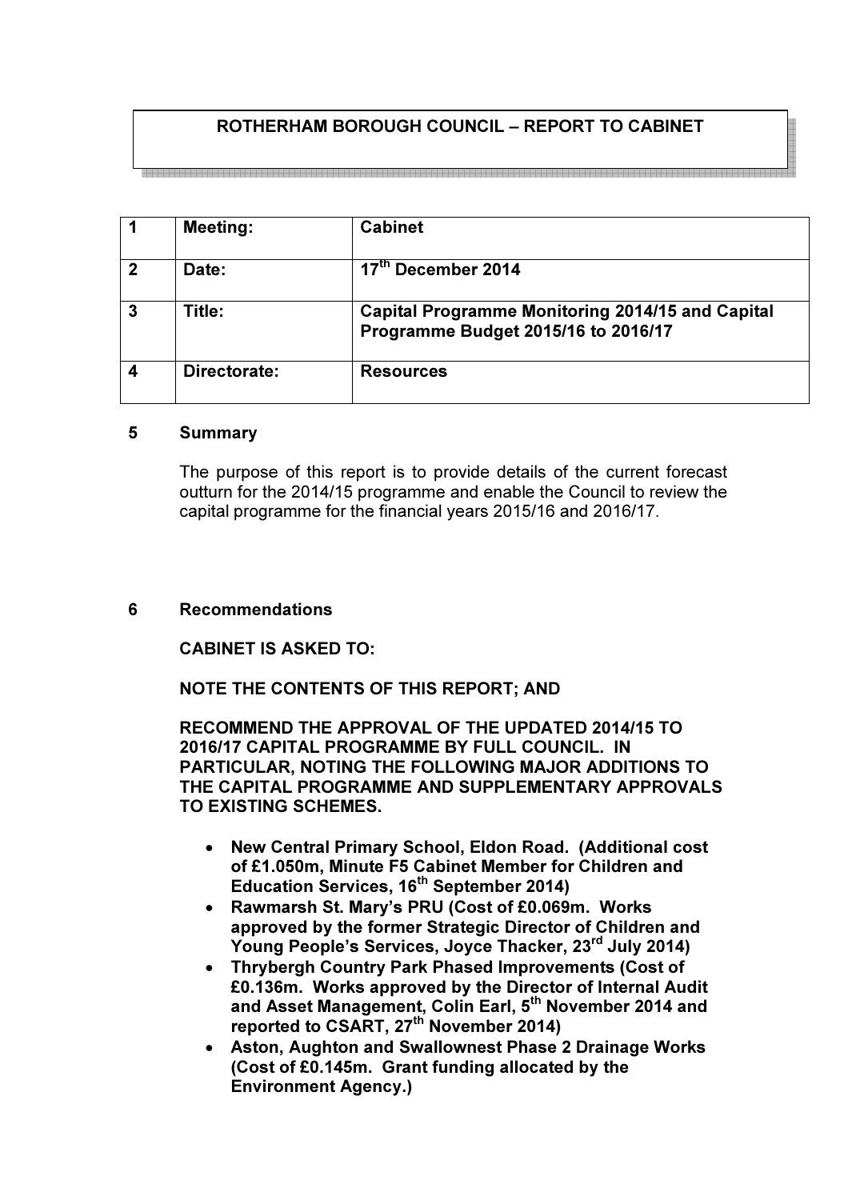# ROTHERHAM BOROUGH COUNCIL – REPORT TO CABINET

| | | |
|---|---|---|
| 1 | **Meeting:** | **Cabinet** |
| 2 | **Date:** | **17th December 2014** |
| 3 | **Title:** | **Capital Programme Monitoring 2014/15 and Capital Programme Budget 2015/16 to 2016/17** |
| 4 | **Directorate:** | **Resources** |

## 5 Summary

The purpose of this report is to provide details of the current forecast outturn for the 2014/15 programme and enable the Council to review the capital programme for the financial years 2015/16 and 2016/17.

## 6 Recommendations

**CABINET IS ASKED TO:**

**NOTE THE CONTENTS OF THIS REPORT; AND**

**RECOMMEND THE APPROVAL OF THE UPDATED 2014/15 TO 2016/17 CAPITAL PROGRAMME BY FULL COUNCIL. IN PARTICULAR, NOTING THE FOLLOWING MAJOR ADDITIONS TO THE CAPITAL PROGRAMME AND SUPPLEMENTARY APPROVALS TO EXISTING SCHEMES.**

- **New Central Primary School, Eldon Road. (Additional cost of £1.050m, Minute F5 Cabinet Member for Children and Education Services, 16th September 2014)**
- **Rawmarsh St. Mary's PRU (Cost of £0.069m. Works approved by the former Strategic Director of Children and Young People's Services, Joyce Thacker, 23rd July 2014)**
- **Thrybergh Country Park Phased Improvements (Cost of £0.136m. Works approved by the Director of Internal Audit and Asset Management, Colin Earl, 5th November 2014 and reported to CSART, 27th November 2014)**
- **Aston, Aughton and Swallownest Phase 2 Drainage Works (Cost of £0.145m. Grant funding allocated by the Environment Agency.)**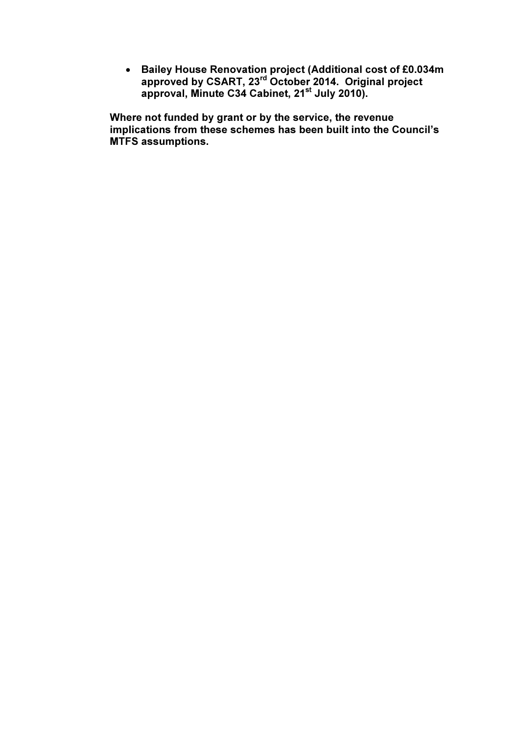- **Bailey House Renovation project (Additional cost of £0.034m approved by CSART, 23rd October 2014. Original project approval, Minute C34 Cabinet, 21st July 2010).**

**Where not funded by grant or by the service, the revenue implications from these schemes has been built into the Council's MTFS assumptions.**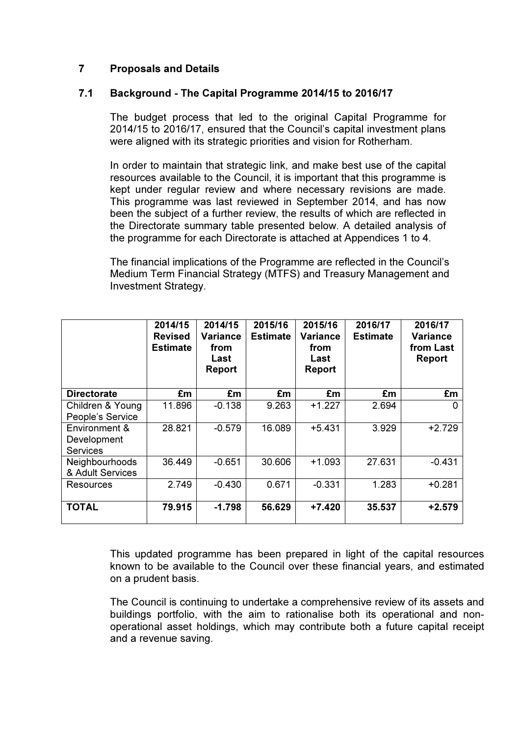## 7 Proposals and Details

### 7.1 Background - The Capital Programme 2014/15 to 2016/17

The budget process that led to the original Capital Programme for 2014/15 to 2016/17, ensured that the Council's capital investment plans were aligned with its strategic priorities and vision for Rotherham.

In order to maintain that strategic link, and make best use of the capital resources available to the Council, it is important that this programme is kept under regular review and where necessary revisions are made. This programme was last reviewed in September 2014, and has now been the subject of a further review, the results of which are reflected in the Directorate summary table presented below. A detailed analysis of the programme for each Directorate is attached at Appendices 1 to 4.

The financial implications of the Programme are reflected in the Council's Medium Term Financial Strategy (MTFS) and Treasury Management and Investment Strategy.

| | 2014/15 Revised Estimate | 2014/15 Variance from Last Report | 2015/16 Estimate | 2015/16 Variance from Last Report | 2016/17 Estimate | 2016/17 Variance from Last Report |
|---|---|---|---|---|---|---|
| **Directorate** | **£m** | **£m** | **£m** | **£m** | **£m** | **£m** |
| Children & Young People's Service | 11.896 | -0.138 | 9.263 | +1.227 | 2.694 | 0 |
| Environment & Development Services | 28.821 | -0.579 | 16.089 | +5.431 | 3.929 | +2.729 |
| Neighbourhoods & Adult Services | 36.449 | -0.651 | 30.606 | +1.093 | 27.631 | -0.431 |
| Resources | 2.749 | -0.430 | 0.671 | -0.331 | 1.283 | +0.281 |
| **TOTAL** | **79.915** | **-1.798** | **56.629** | **+7.420** | **35.537** | **+2.579** |

This updated programme has been prepared in light of the capital resources known to be available to the Council over these financial years, and estimated on a prudent basis.

The Council is continuing to undertake a comprehensive review of its assets and buildings portfolio, with the aim to rationalise both its operational and non-operational asset holdings, which may contribute both a future capital receipt and a revenue saving.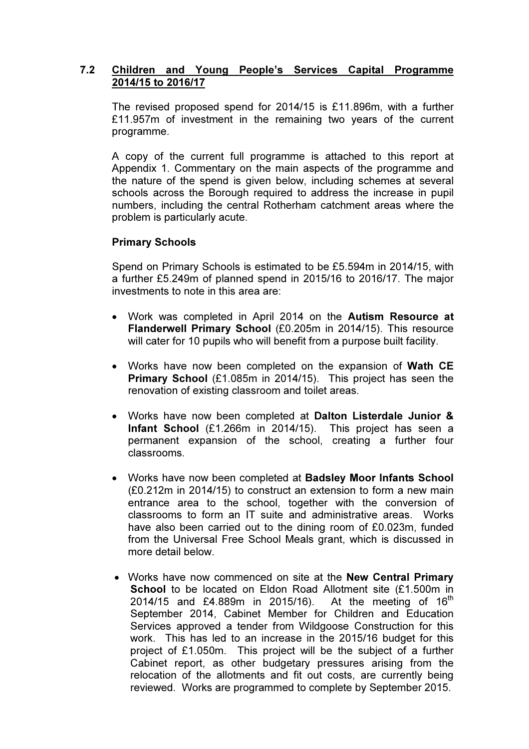## 7.2 Children and Young People's Services Capital Programme 2014/15 to 2016/17

The revised proposed spend for 2014/15 is £11.896m, with a further £11.957m of investment in the remaining two years of the current programme.

A copy of the current full programme is attached to this report at Appendix 1. Commentary on the main aspects of the programme and the nature of the spend is given below, including schemes at several schools across the Borough required to address the increase in pupil numbers, including the central Rotherham catchment areas where the problem is particularly acute.

**Primary Schools**

Spend on Primary Schools is estimated to be £5.594m in 2014/15, with a further £5.249m of planned spend in 2015/16 to 2016/17. The major investments to note in this area are:

- Work was completed in April 2014 on the **Autism Resource at Flanderwell Primary School** (£0.205m in 2014/15). This resource will cater for 10 pupils who will benefit from a purpose built facility.
- Works have now been completed on the expansion of **Wath CE Primary School** (£1.085m in 2014/15). This project has seen the renovation of existing classroom and toilet areas.
- Works have now been completed at **Dalton Listerdale Junior & Infant School** (£1.266m in 2014/15). This project has seen a permanent expansion of the school, creating a further four classrooms.
- Works have now been completed at **Badsley Moor Infants School** (£0.212m in 2014/15) to construct an extension to form a new main entrance area to the school, together with the conversion of classrooms to form an IT suite and administrative areas. Works have also been carried out to the dining room of £0.023m, funded from the Universal Free School Meals grant, which is discussed in more detail below.
- Works have now commenced on site at the **New Central Primary School** to be located on Eldon Road Allotment site (£1.500m in 2014/15 and £4.889m in 2015/16). At the meeting of 16th September 2014, Cabinet Member for Children and Education Services approved a tender from Wildgoose Construction for this work. This has led to an increase in the 2015/16 budget for this project of £1.050m. This project will be the subject of a further Cabinet report, as other budgetary pressures arising from the relocation of the allotments and fit out costs, are currently being reviewed. Works are programmed to complete by September 2015.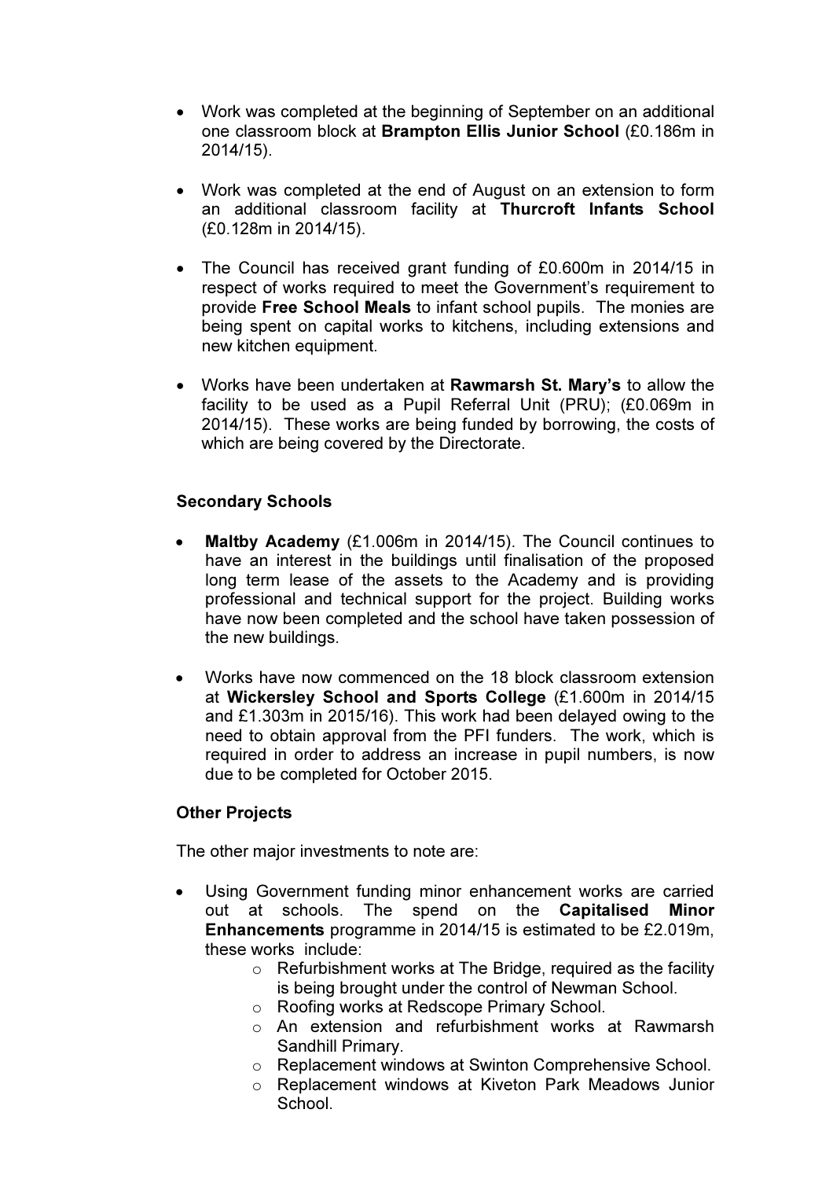- Work was completed at the beginning of September on an additional one classroom block at **Brampton Ellis Junior School** (£0.186m in 2014/15).

- Work was completed at the end of August on an extension to form an additional classroom facility at **Thurcroft Infants School** (£0.128m in 2014/15).

- The Council has received grant funding of £0.600m in 2014/15 in respect of works required to meet the Government's requirement to provide **Free School Meals** to infant school pupils. The monies are being spent on capital works to kitchens, including extensions and new kitchen equipment.

- Works have been undertaken at **Rawmarsh St. Mary's** to allow the facility to be used as a Pupil Referral Unit (PRU); (£0.069m in 2014/15). These works are being funded by borrowing, the costs of which are being covered by the Directorate.

**Secondary Schools**

- **Maltby Academy** (£1.006m in 2014/15). The Council continues to have an interest in the buildings until finalisation of the proposed long term lease of the assets to the Academy and is providing professional and technical support for the project. Building works have now been completed and the school have taken possession of the new buildings.

- Works have now commenced on the 18 block classroom extension at **Wickersley School and Sports College** (£1.600m in 2014/15 and £1.303m in 2015/16). This work had been delayed owing to the need to obtain approval from the PFI funders. The work, which is required in order to address an increase in pupil numbers, is now due to be completed for October 2015.

**Other Projects**

The other major investments to note are:

- Using Government funding minor enhancement works are carried out at schools. The spend on the **Capitalised Minor Enhancements** programme in 2014/15 is estimated to be £2.019m, these works include:
  - Refurbishment works at The Bridge, required as the facility is being brought under the control of Newman School.
  - Roofing works at Redscope Primary School.
  - An extension and refurbishment works at Rawmarsh Sandhill Primary.
  - Replacement windows at Swinton Comprehensive School.
  - Replacement windows at Kiveton Park Meadows Junior School.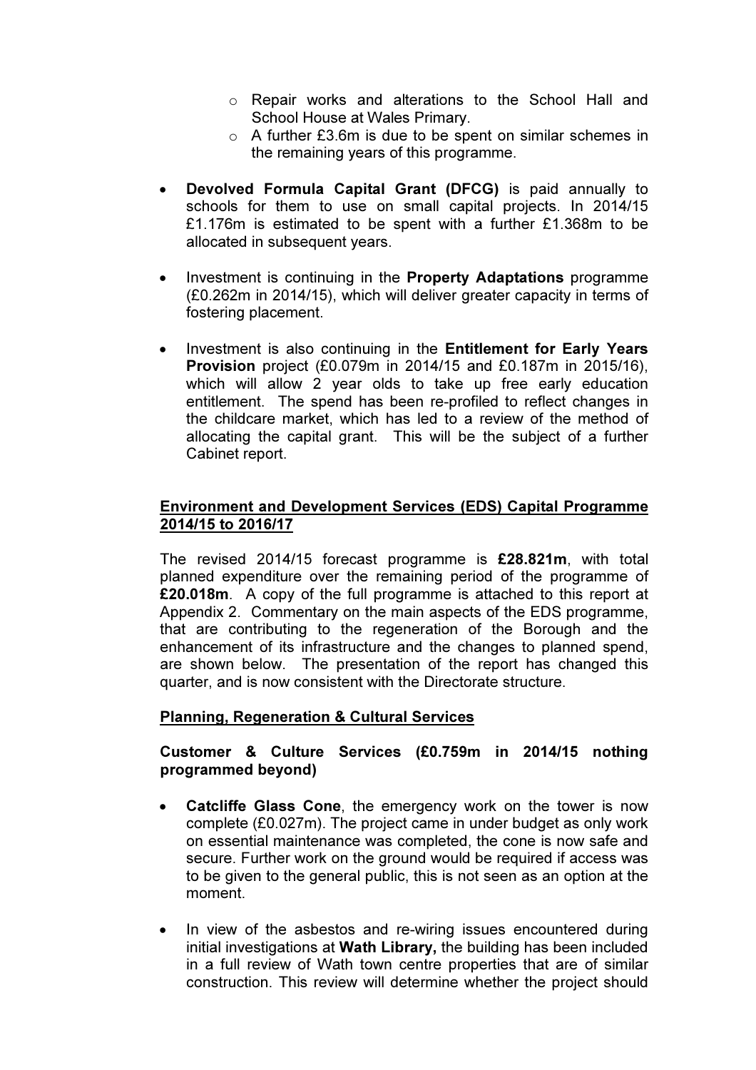- Repair works and alterations to the School Hall and School House at Wales Primary.
  - A further £3.6m is due to be spent on similar schemes in the remaining years of this programme.

- **Devolved Formula Capital Grant (DFCG)** is paid annually to schools for them to use on small capital projects. In 2014/15 £1.176m is estimated to be spent with a further £1.368m to be allocated in subsequent years.

- Investment is continuing in the **Property Adaptations** programme (£0.262m in 2014/15), which will deliver greater capacity in terms of fostering placement.

- Investment is also continuing in the **Entitlement for Early Years Provision** project (£0.079m in 2014/15 and £0.187m in 2015/16), which will allow 2 year olds to take up free early education entitlement. The spend has been re-profiled to reflect changes in the childcare market, which has led to a review of the method of allocating the capital grant. This will be the subject of a further Cabinet report.

<u>**Environment and Development Services (EDS) Capital Programme 2014/15 to 2016/17**</u>

The revised 2014/15 forecast programme is **£28.821m**, with total planned expenditure over the remaining period of the programme of **£20.018m**. A copy of the full programme is attached to this report at Appendix 2. Commentary on the main aspects of the EDS programme, that are contributing to the regeneration of the Borough and the enhancement of its infrastructure and the changes to planned spend, are shown below. The presentation of the report has changed this quarter, and is now consistent with the Directorate structure.

<u>**Planning, Regeneration & Cultural Services**</u>

**Customer & Culture Services (£0.759m in 2014/15 nothing programmed beyond)**

- **Catcliffe Glass Cone**, the emergency work on the tower is now complete (£0.027m). The project came in under budget as only work on essential maintenance was completed, the cone is now safe and secure. Further work on the ground would be required if access was to be given to the general public, this is not seen as an option at the moment.

- In view of the asbestos and re-wiring issues encountered during initial investigations at **Wath Library,** the building has been included in a full review of Wath town centre properties that are of similar construction. This review will determine whether the project should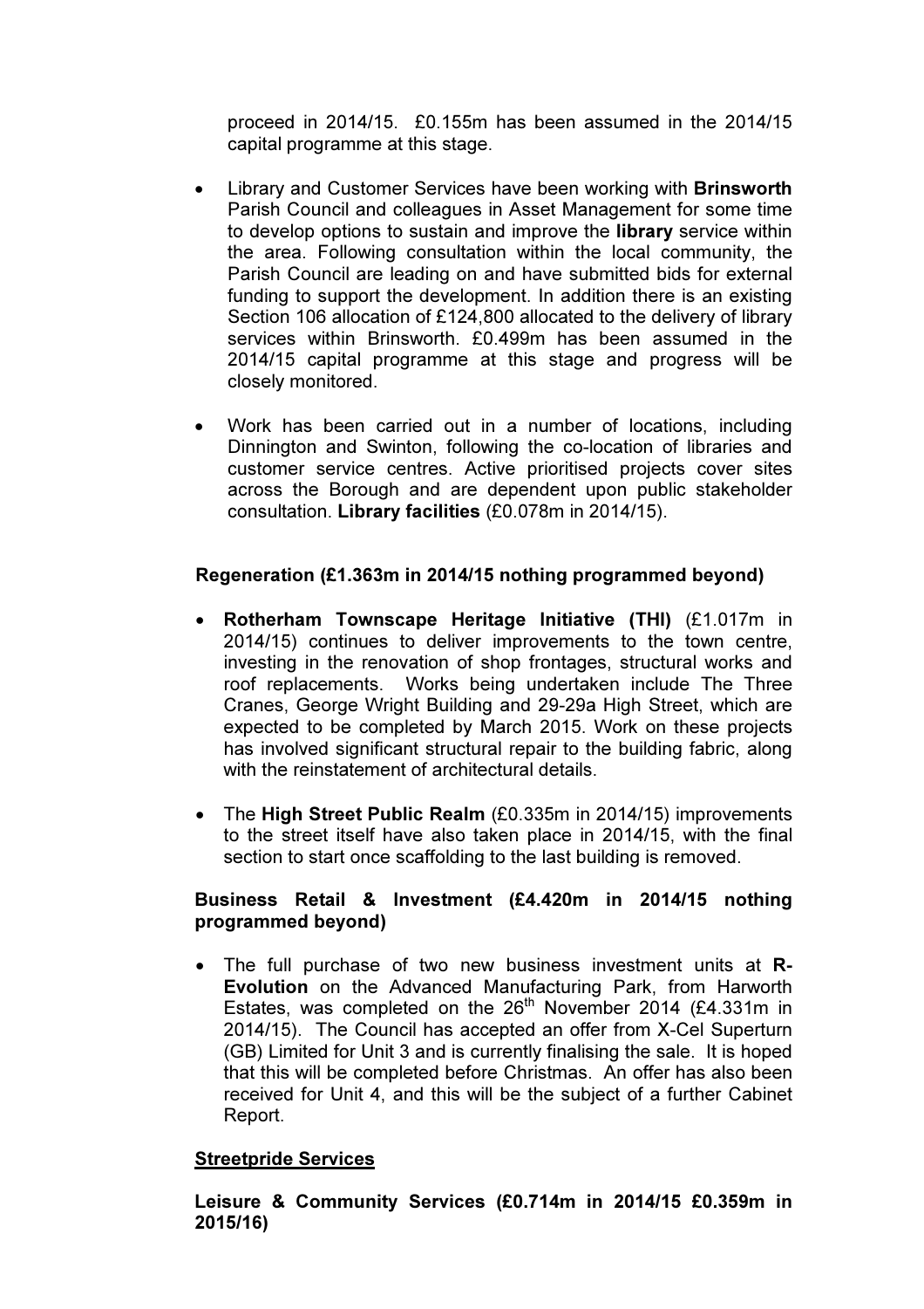proceed in 2014/15. £0.155m has been assumed in the 2014/15 capital programme at this stage.

- Library and Customer Services have been working with **Brinsworth** Parish Council and colleagues in Asset Management for some time to develop options to sustain and improve the **library** service within the area. Following consultation within the local community, the Parish Council are leading on and have submitted bids for external funding to support the development. In addition there is an existing Section 106 allocation of £124,800 allocated to the delivery of library services within Brinsworth. £0.499m has been assumed in the 2014/15 capital programme at this stage and progress will be closely monitored.

- Work has been carried out in a number of locations, including Dinnington and Swinton, following the co-location of libraries and customer service centres. Active prioritised projects cover sites across the Borough and are dependent upon public stakeholder consultation. **Library facilities** (£0.078m in 2014/15).

**Regeneration (£1.363m in 2014/15 nothing programmed beyond)**

- **Rotherham Townscape Heritage Initiative (THI)** (£1.017m in 2014/15) continues to deliver improvements to the town centre, investing in the renovation of shop frontages, structural works and roof replacements. Works being undertaken include The Three Cranes, George Wright Building and 29-29a High Street, which are expected to be completed by March 2015. Work on these projects has involved significant structural repair to the building fabric, along with the reinstatement of architectural details.

- The **High Street Public Realm** (£0.335m in 2014/15) improvements to the street itself have also taken place in 2014/15, with the final section to start once scaffolding to the last building is removed.

**Business Retail & Investment (£4.420m in 2014/15 nothing programmed beyond)**

- The full purchase of two new business investment units at **R-Evolution** on the Advanced Manufacturing Park, from Harworth Estates, was completed on the 26th November 2014 (£4.331m in 2014/15). The Council has accepted an offer from X-Cel Superturn (GB) Limited for Unit 3 and is currently finalising the sale. It is hoped that this will be completed before Christmas. An offer has also been received for Unit 4, and this will be the subject of a further Cabinet Report.

**Streetpride Services**

**Leisure & Community Services (£0.714m in 2014/15 £0.359m in 2015/16)**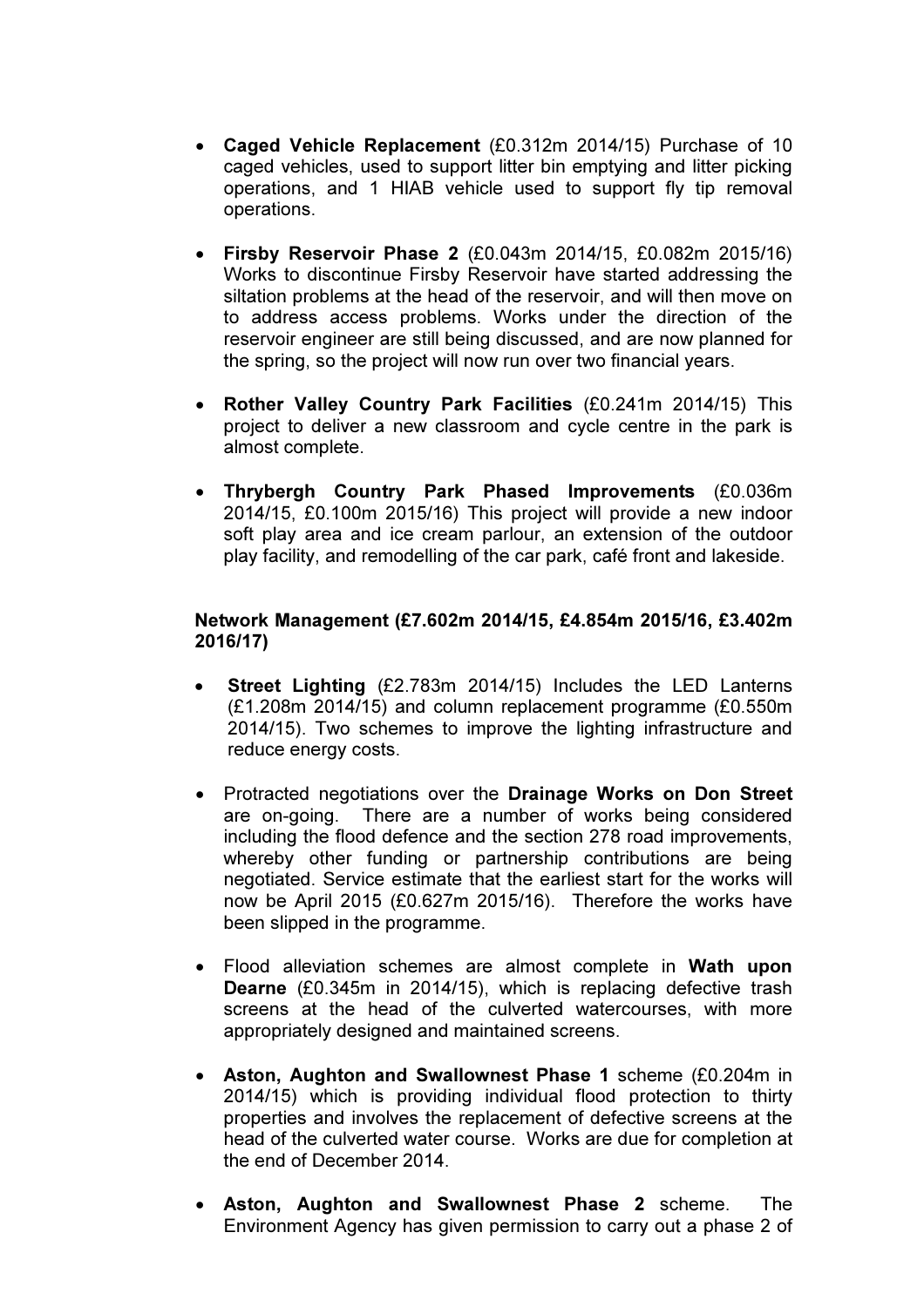- **Caged Vehicle Replacement** (£0.312m 2014/15) Purchase of 10 caged vehicles, used to support litter bin emptying and litter picking operations, and 1 HIAB vehicle used to support fly tip removal operations.

- **Firsby Reservoir Phase 2** (£0.043m 2014/15, £0.082m 2015/16) Works to discontinue Firsby Reservoir have started addressing the siltation problems at the head of the reservoir, and will then move on to address access problems. Works under the direction of the reservoir engineer are still being discussed, and are now planned for the spring, so the project will now run over two financial years.

- **Rother Valley Country Park Facilities** (£0.241m 2014/15) This project to deliver a new classroom and cycle centre in the park is almost complete.

- **Thrybergh Country Park Phased Improvements** (£0.036m 2014/15, £0.100m 2015/16) This project will provide a new indoor soft play area and ice cream parlour, an extension of the outdoor play facility, and remodelling of the car park, café front and lakeside.

**Network Management (£7.602m 2014/15, £4.854m 2015/16, £3.402m 2016/17)**

- **Street Lighting** (£2.783m 2014/15) Includes the LED Lanterns (£1.208m 2014/15) and column replacement programme (£0.550m 2014/15). Two schemes to improve the lighting infrastructure and reduce energy costs.

- Protracted negotiations over the **Drainage Works on Don Street** are on-going. There are a number of works being considered including the flood defence and the section 278 road improvements, whereby other funding or partnership contributions are being negotiated. Service estimate that the earliest start for the works will now be April 2015 (£0.627m 2015/16). Therefore the works have been slipped in the programme.

- Flood alleviation schemes are almost complete in **Wath upon Dearne** (£0.345m in 2014/15), which is replacing defective trash screens at the head of the culverted watercourses, with more appropriately designed and maintained screens.

- **Aston, Aughton and Swallownest Phase 1** scheme (£0.204m in 2014/15) which is providing individual flood protection to thirty properties and involves the replacement of defective screens at the head of the culverted water course. Works are due for completion at the end of December 2014.

- **Aston, Aughton and Swallownest Phase 2** scheme. The Environment Agency has given permission to carry out a phase 2 of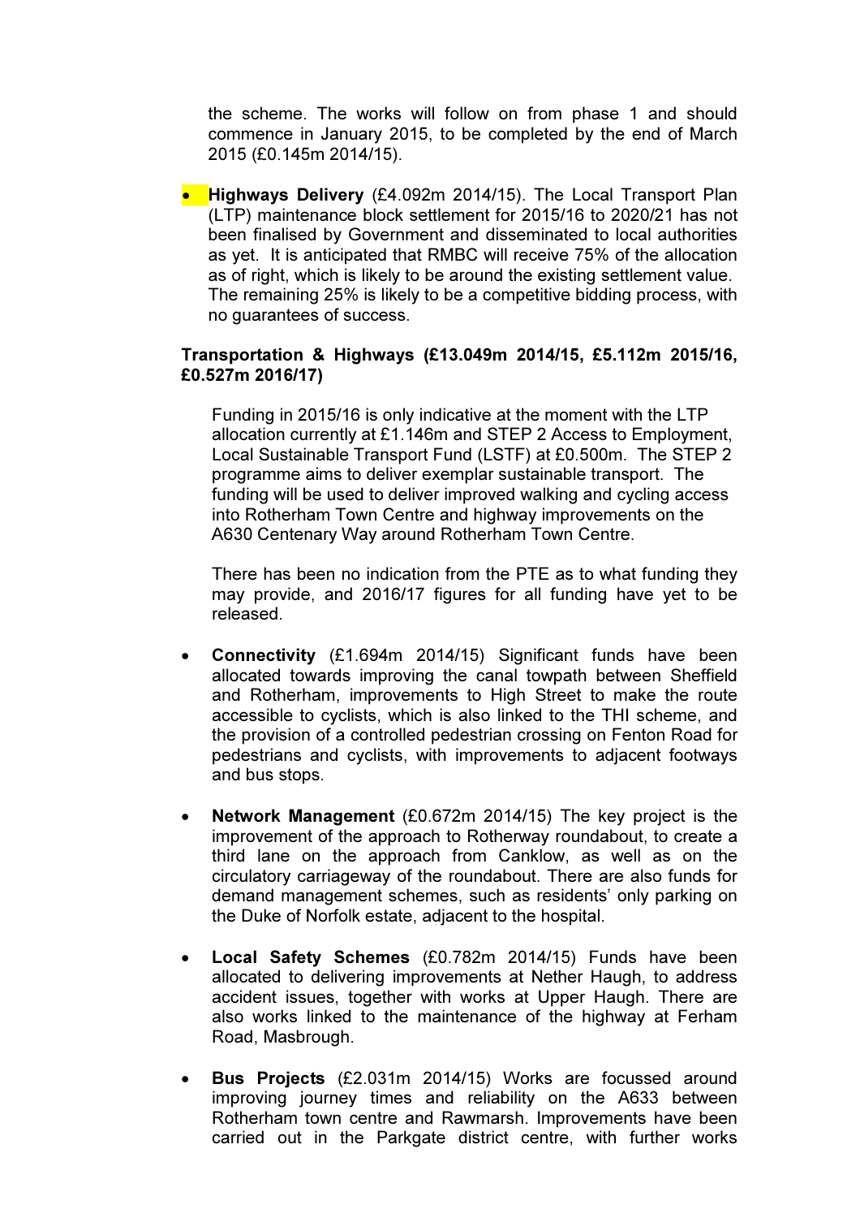the scheme. The works will follow on from phase 1 and should commence in January 2015, to be completed by the end of March 2015 (£0.145m 2014/15).

- **Highways Delivery** (£4.092m 2014/15). The Local Transport Plan (LTP) maintenance block settlement for 2015/16 to 2020/21 has not been finalised by Government and disseminated to local authorities as yet. It is anticipated that RMBC will receive 75% of the allocation as of right, which is likely to be around the existing settlement value. The remaining 25% is likely to be a competitive bidding process, with no guarantees of success.

**Transportation & Highways (£13.049m 2014/15, £5.112m 2015/16, £0.527m 2016/17)**

Funding in 2015/16 is only indicative at the moment with the LTP allocation currently at £1.146m and STEP 2 Access to Employment, Local Sustainable Transport Fund (LSTF) at £0.500m. The STEP 2 programme aims to deliver exemplar sustainable transport. The funding will be used to deliver improved walking and cycling access into Rotherham Town Centre and highway improvements on the A630 Centenary Way around Rotherham Town Centre.

There has been no indication from the PTE as to what funding they may provide, and 2016/17 figures for all funding have yet to be released.

- **Connectivity** (£1.694m 2014/15) Significant funds have been allocated towards improving the canal towpath between Sheffield and Rotherham, improvements to High Street to make the route accessible to cyclists, which is also linked to the THI scheme, and the provision of a controlled pedestrian crossing on Fenton Road for pedestrians and cyclists, with improvements to adjacent footways and bus stops.

- **Network Management** (£0.672m 2014/15) The key project is the improvement of the approach to Rotherway roundabout, to create a third lane on the approach from Canklow, as well as on the circulatory carriageway of the roundabout. There are also funds for demand management schemes, such as residents' only parking on the Duke of Norfolk estate, adjacent to the hospital.

- **Local Safety Schemes** (£0.782m 2014/15) Funds have been allocated to delivering improvements at Nether Haugh, to address accident issues, together with works at Upper Haugh. There are also works linked to the maintenance of the highway at Ferham Road, Masbrough.

- **Bus Projects** (£2.031m 2014/15) Works are focussed around improving journey times and reliability on the A633 between Rotherham town centre and Rawmarsh. Improvements have been carried out in the Parkgate district centre, with further works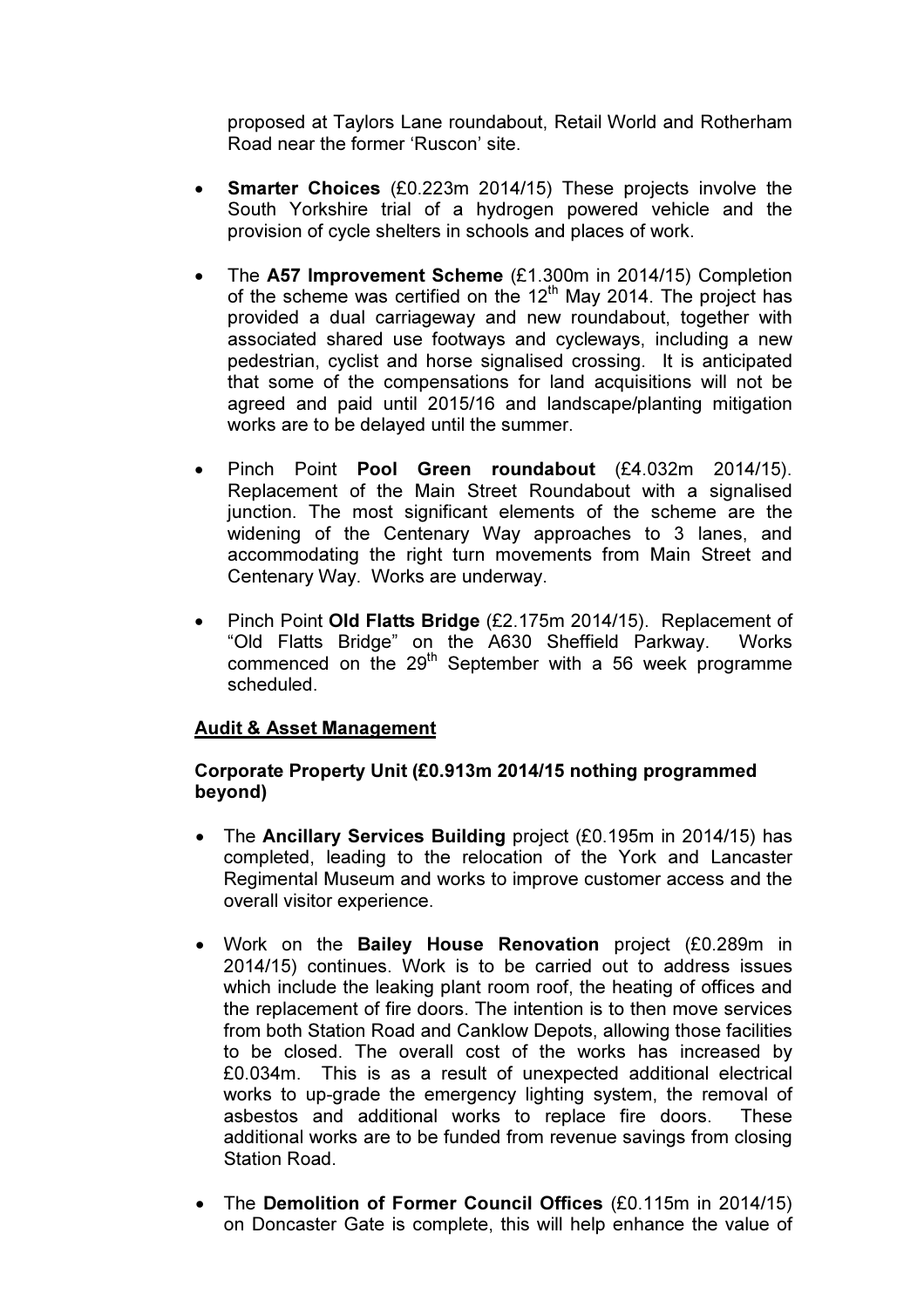proposed at Taylors Lane roundabout, Retail World and Rotherham Road near the former 'Ruscon' site.

- **Smarter Choices** (£0.223m 2014/15) These projects involve the South Yorkshire trial of a hydrogen powered vehicle and the provision of cycle shelters in schools and places of work.

- The **A57 Improvement Scheme** (£1.300m in 2014/15) Completion of the scheme was certified on the 12th May 2014. The project has provided a dual carriageway and new roundabout, together with associated shared use footways and cycleways, including a new pedestrian, cyclist and horse signalised crossing. It is anticipated that some of the compensations for land acquisitions will not be agreed and paid until 2015/16 and landscape/planting mitigation works are to be delayed until the summer.

- Pinch Point **Pool Green roundabout** (£4.032m 2014/15). Replacement of the Main Street Roundabout with a signalised junction. The most significant elements of the scheme are the widening of the Centenary Way approaches to 3 lanes, and accommodating the right turn movements from Main Street and Centenary Way. Works are underway.

- Pinch Point **Old Flatts Bridge** (£2.175m 2014/15). Replacement of "Old Flatts Bridge" on the A630 Sheffield Parkway. Works commenced on the 29th September with a 56 week programme scheduled.

<u>**Audit & Asset Management**</u>

**Corporate Property Unit (£0.913m 2014/15 nothing programmed beyond)**

- The **Ancillary Services Building** project (£0.195m in 2014/15) has completed, leading to the relocation of the York and Lancaster Regimental Museum and works to improve customer access and the overall visitor experience.

- Work on the **Bailey House Renovation** project (£0.289m in 2014/15) continues. Work is to be carried out to address issues which include the leaking plant room roof, the heating of offices and the replacement of fire doors. The intention is to then move services from both Station Road and Canklow Depots, allowing those facilities to be closed. The overall cost of the works has increased by £0.034m. This is as a result of unexpected additional electrical works to up-grade the emergency lighting system, the removal of asbestos and additional works to replace fire doors. These additional works are to be funded from revenue savings from closing Station Road.

- The **Demolition of Former Council Offices** (£0.115m in 2014/15) on Doncaster Gate is complete, this will help enhance the value of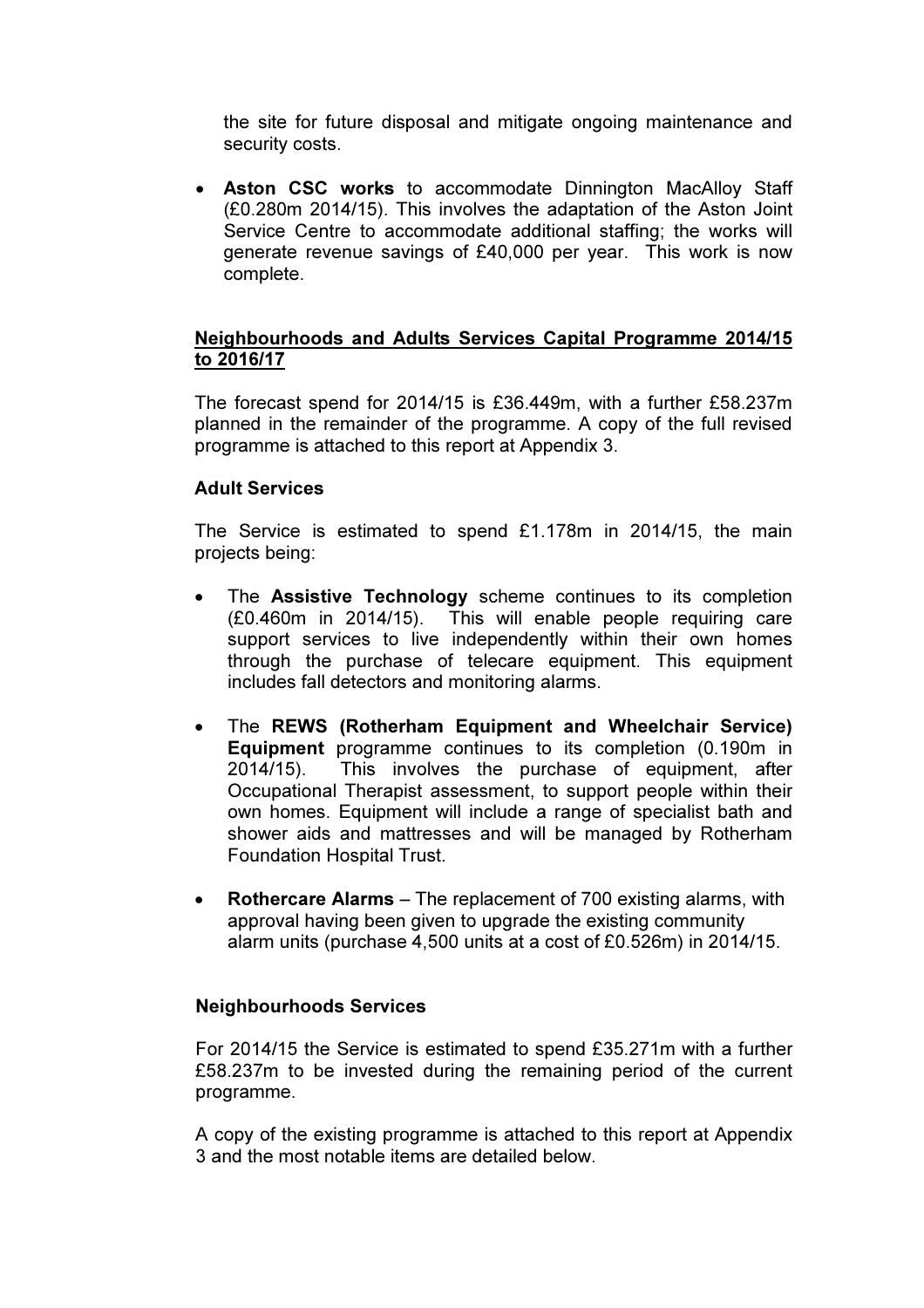the site for future disposal and mitigate ongoing maintenance and security costs.

- **Aston CSC works** to accommodate Dinnington MacAlloy Staff (£0.280m 2014/15). This involves the adaptation of the Aston Joint Service Centre to accommodate additional staffing; the works will generate revenue savings of £40,000 per year. This work is now complete.

## Neighbourhoods and Adults Services Capital Programme 2014/15 to 2016/17

The forecast spend for 2014/15 is £36.449m, with a further £58.237m planned in the remainder of the programme. A copy of the full revised programme is attached to this report at Appendix 3.

### Adult Services

The Service is estimated to spend £1.178m in 2014/15, the main projects being:

- The **Assistive Technology** scheme continues to its completion (£0.460m in 2014/15). This will enable people requiring care support services to live independently within their own homes through the purchase of telecare equipment. This equipment includes fall detectors and monitoring alarms.

- The **REWS (Rotherham Equipment and Wheelchair Service) Equipment** programme continues to its completion (0.190m in 2014/15). This involves the purchase of equipment, after Occupational Therapist assessment, to support people within their own homes. Equipment will include a range of specialist bath and shower aids and mattresses and will be managed by Rotherham Foundation Hospital Trust.

- **Rothercare Alarms** – The replacement of 700 existing alarms, with approval having been given to upgrade the existing community alarm units (purchase 4,500 units at a cost of £0.526m) in 2014/15.

### Neighbourhoods Services

For 2014/15 the Service is estimated to spend £35.271m with a further £58.237m to be invested during the remaining period of the current programme.

A copy of the existing programme is attached to this report at Appendix 3 and the most notable items are detailed below.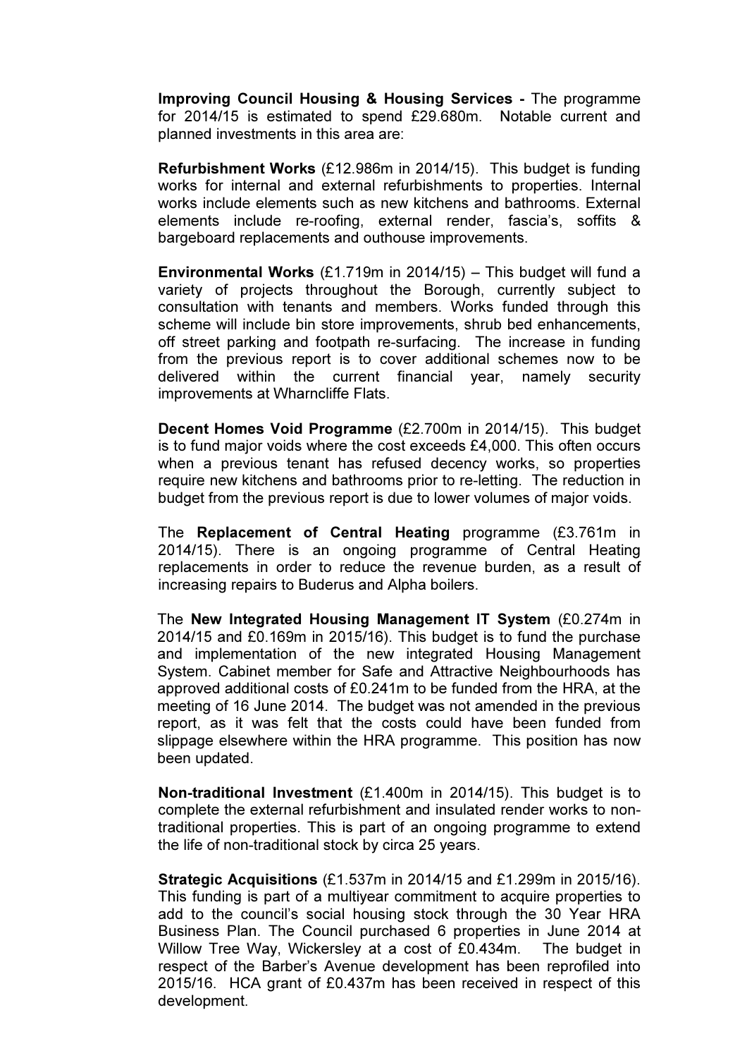**Improving Council Housing & Housing Services -** The programme for 2014/15 is estimated to spend £29.680m. Notable current and planned investments in this area are:

**Refurbishment Works** (£12.986m in 2014/15). This budget is funding works for internal and external refurbishments to properties. Internal works include elements such as new kitchens and bathrooms. External elements include re-roofing, external render, fascia's, soffits & bargeboard replacements and outhouse improvements.

**Environmental Works** (£1.719m in 2014/15) – This budget will fund a variety of projects throughout the Borough, currently subject to consultation with tenants and members. Works funded through this scheme will include bin store improvements, shrub bed enhancements, off street parking and footpath re-surfacing. The increase in funding from the previous report is to cover additional schemes now to be delivered within the current financial year, namely security improvements at Wharncliffe Flats.

**Decent Homes Void Programme** (£2.700m in 2014/15). This budget is to fund major voids where the cost exceeds £4,000. This often occurs when a previous tenant has refused decency works, so properties require new kitchens and bathrooms prior to re-letting. The reduction in budget from the previous report is due to lower volumes of major voids.

The **Replacement of Central Heating** programme (£3.761m in 2014/15). There is an ongoing programme of Central Heating replacements in order to reduce the revenue burden, as a result of increasing repairs to Buderus and Alpha boilers.

The **New Integrated Housing Management IT System** (£0.274m in 2014/15 and £0.169m in 2015/16). This budget is to fund the purchase and implementation of the new integrated Housing Management System. Cabinet member for Safe and Attractive Neighbourhoods has approved additional costs of £0.241m to be funded from the HRA, at the meeting of 16 June 2014. The budget was not amended in the previous report, as it was felt that the costs could have been funded from slippage elsewhere within the HRA programme. This position has now been updated.

**Non-traditional Investment** (£1.400m in 2014/15). This budget is to complete the external refurbishment and insulated render works to non-traditional properties. This is part of an ongoing programme to extend the life of non-traditional stock by circa 25 years.

**Strategic Acquisitions** (£1.537m in 2014/15 and £1.299m in 2015/16). This funding is part of a multiyear commitment to acquire properties to add to the council's social housing stock through the 30 Year HRA Business Plan. The Council purchased 6 properties in June 2014 at Willow Tree Way, Wickersley at a cost of £0.434m. The budget in respect of the Barber's Avenue development has been reprofiled into 2015/16. HCA grant of £0.437m has been received in respect of this development.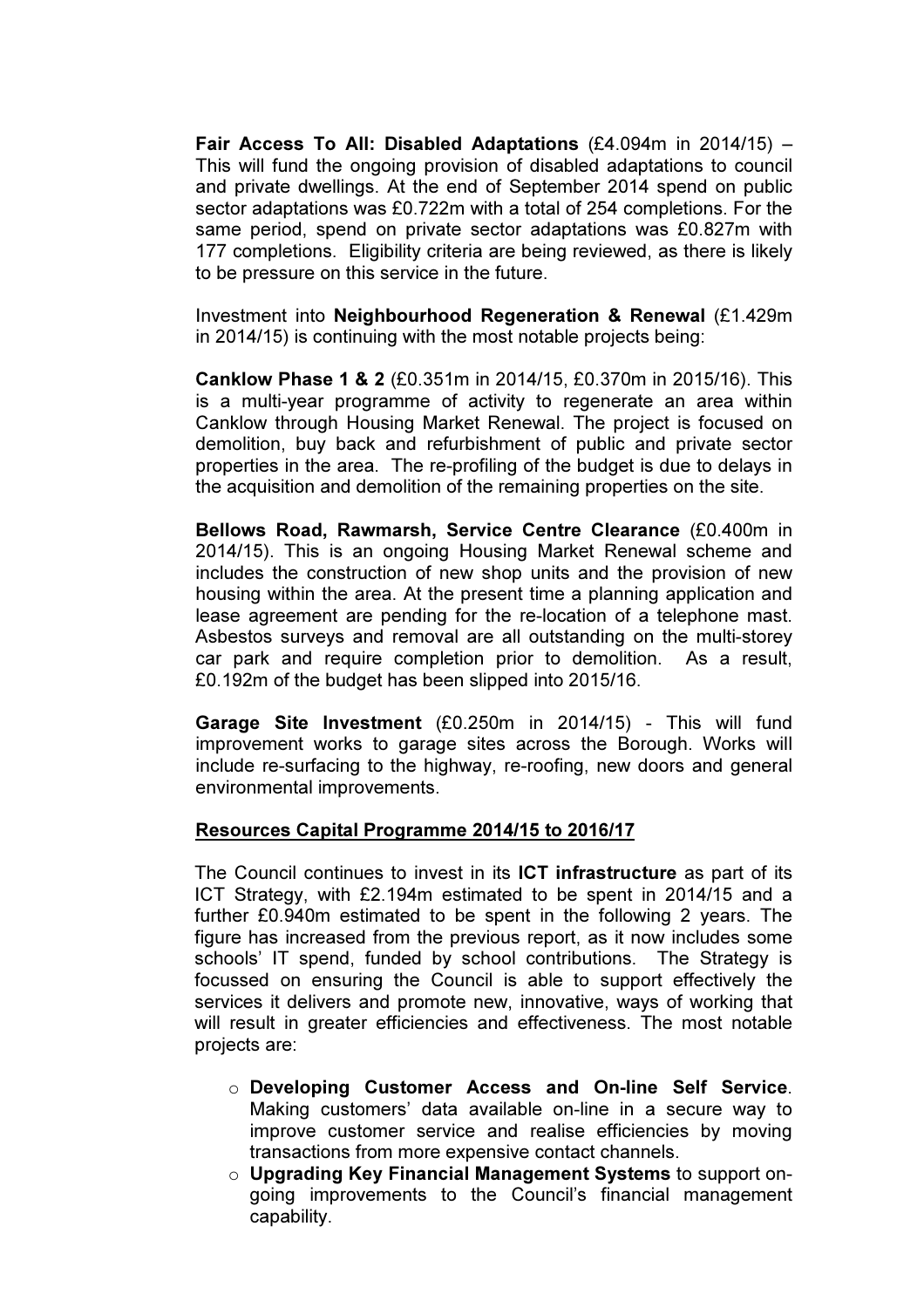**Fair Access To All: Disabled Adaptations** (£4.094m in 2014/15) – This will fund the ongoing provision of disabled adaptations to council and private dwellings. At the end of September 2014 spend on public sector adaptations was £0.722m with a total of 254 completions. For the same period, spend on private sector adaptations was £0.827m with 177 completions. Eligibility criteria are being reviewed, as there is likely to be pressure on this service in the future.

Investment into **Neighbourhood Regeneration & Renewal** (£1.429m in 2014/15) is continuing with the most notable projects being:

**Canklow Phase 1 & 2** (£0.351m in 2014/15, £0.370m in 2015/16). This is a multi-year programme of activity to regenerate an area within Canklow through Housing Market Renewal. The project is focused on demolition, buy back and refurbishment of public and private sector properties in the area. The re-profiling of the budget is due to delays in the acquisition and demolition of the remaining properties on the site.

**Bellows Road, Rawmarsh, Service Centre Clearance** (£0.400m in 2014/15). This is an ongoing Housing Market Renewal scheme and includes the construction of new shop units and the provision of new housing within the area. At the present time a planning application and lease agreement are pending for the re-location of a telephone mast. Asbestos surveys and removal are all outstanding on the multi-storey car park and require completion prior to demolition. As a result, £0.192m of the budget has been slipped into 2015/16.

**Garage Site Investment** (£0.250m in 2014/15) - This will fund improvement works to garage sites across the Borough. Works will include re-surfacing to the highway, re-roofing, new doors and general environmental improvements.

<u>Resources Capital Programme 2014/15 to 2016/17</u>

The Council continues to invest in its **ICT infrastructure** as part of its ICT Strategy, with £2.194m estimated to be spent in 2014/15 and a further £0.940m estimated to be spent in the following 2 years. The figure has increased from the previous report, as it now includes some schools' IT spend, funded by school contributions. The Strategy is focussed on ensuring the Council is able to support effectively the services it delivers and promote new, innovative, ways of working that will result in greater efficiencies and effectiveness. The most notable projects are:

- **Developing Customer Access and On-line Self Service**. Making customers' data available on-line in a secure way to improve customer service and realise efficiencies by moving transactions from more expensive contact channels.
- **Upgrading Key Financial Management Systems** to support on-going improvements to the Council's financial management capability.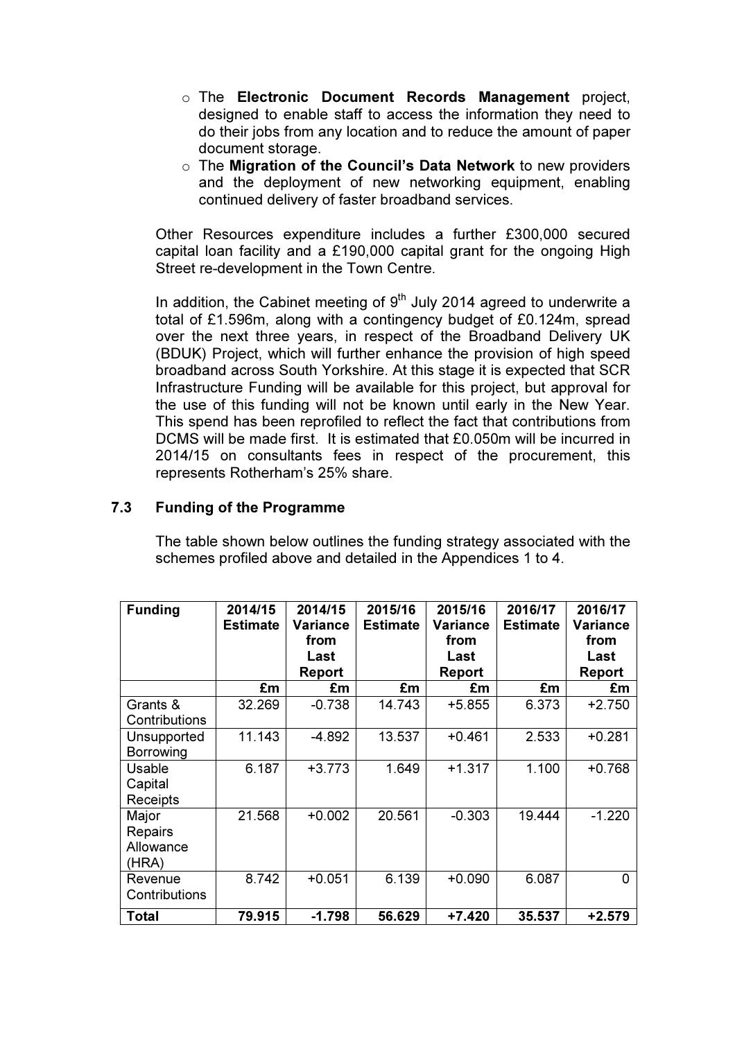- The **Electronic Document Records Management** project, designed to enable staff to access the information they need to do their jobs from any location and to reduce the amount of paper document storage.
- The **Migration of the Council's Data Network** to new providers and the deployment of new networking equipment, enabling continued delivery of faster broadband services.

Other Resources expenditure includes a further £300,000 secured capital loan facility and a £190,000 capital grant for the ongoing High Street re-development in the Town Centre.

In addition, the Cabinet meeting of 9th July 2014 agreed to underwrite a total of £1.596m, along with a contingency budget of £0.124m, spread over the next three years, in respect of the Broadband Delivery UK (BDUK) Project, which will further enhance the provision of high speed broadband across South Yorkshire. At this stage it is expected that SCR Infrastructure Funding will be available for this project, but approval for the use of this funding will not be known until early in the New Year. This spend has been reprofiled to reflect the fact that contributions from DCMS will be made first. It is estimated that £0.050m will be incurred in 2014/15 on consultants fees in respect of the procurement, this represents Rotherham's 25% share.

### 7.3 Funding of the Programme

The table shown below outlines the funding strategy associated with the schemes profiled above and detailed in the Appendices 1 to 4.

| Funding | 2014/15 Estimate | 2014/15 Variance from Last Report | 2015/16 Estimate | 2015/16 Variance from Last Report | 2016/17 Estimate | 2016/17 Variance from Last Report |
|---|---|---|---|---|---|---|
| | £m | £m | £m | £m | £m | £m |
| Grants & Contributions | 32.269 | -0.738 | 14.743 | +5.855 | 6.373 | +2.750 |
| Unsupported Borrowing | 11.143 | -4.892 | 13.537 | +0.461 | 2.533 | +0.281 |
| Usable Capital Receipts | 6.187 | +3.773 | 1.649 | +1.317 | 1.100 | +0.768 |
| Major Repairs Allowance (HRA) | 21.568 | +0.002 | 20.561 | -0.303 | 19.444 | -1.220 |
| Revenue Contributions | 8.742 | +0.051 | 6.139 | +0.090 | 6.087 | 0 |
| **Total** | **79.915** | **-1.798** | **56.629** | **+7.420** | **35.537** | **+2.579** |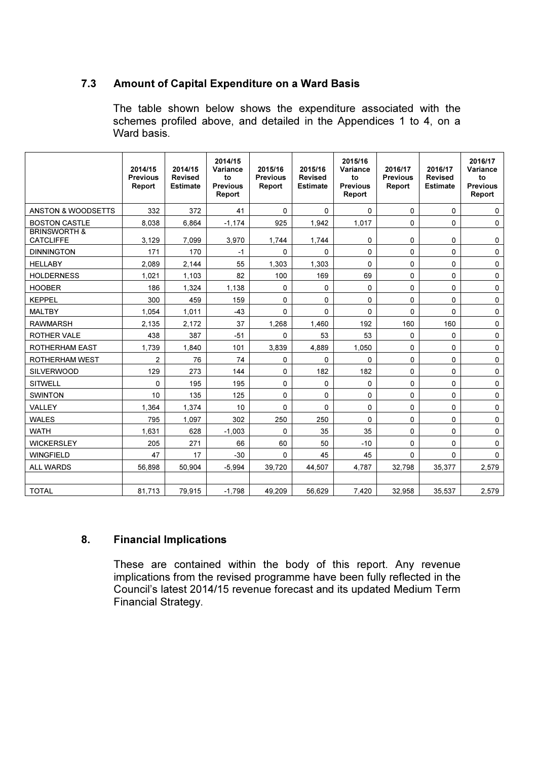### 7.3 Amount of Capital Expenditure on a Ward Basis

The table shown below shows the expenditure associated with the schemes profiled above, and detailed in the Appendices 1 to 4, on a Ward basis.

| | 2014/15 Previous Report | 2014/15 Revised Estimate | 2014/15 Variance to Previous Report | 2015/16 Previous Report | 2015/16 Revised Estimate | 2015/16 Variance to Previous Report | 2016/17 Previous Report | 2016/17 Revised Estimate | 2016/17 Variance to Previous Report |
|---|---|---|---|---|---|---|---|---|---|
| ANSTON & WOODSETTS | 332 | 372 | 41 | 0 | 0 | 0 | 0 | 0 | 0 |
| BOSTON CASTLE | 8,038 | 6,864 | -1,174 | 925 | 1,942 | 1,017 | 0 | 0 | 0 |
| BRINSWORTH & CATCLIFFE | 3,129 | 7,099 | 3,970 | 1,744 | 1,744 | 0 | 0 | 0 | 0 |
| DINNINGTON | 171 | 170 | -1 | 0 | 0 | 0 | 0 | 0 | 0 |
| HELLABY | 2,089 | 2,144 | 55 | 1,303 | 1,303 | 0 | 0 | 0 | 0 |
| HOLDERNESS | 1,021 | 1,103 | 82 | 100 | 169 | 69 | 0 | 0 | 0 |
| HOOBER | 186 | 1,324 | 1,138 | 0 | 0 | 0 | 0 | 0 | 0 |
| KEPPEL | 300 | 459 | 159 | 0 | 0 | 0 | 0 | 0 | 0 |
| MALTBY | 1,054 | 1,011 | -43 | 0 | 0 | 0 | 0 | 0 | 0 |
| RAWMARSH | 2,135 | 2,172 | 37 | 1,268 | 1,460 | 192 | 160 | 160 | 0 |
| ROTHER VALE | 438 | 387 | -51 | 0 | 53 | 53 | 0 | 0 | 0 |
| ROTHERHAM EAST | 1,739 | 1,840 | 101 | 3,839 | 4,889 | 1,050 | 0 | 0 | 0 |
| ROTHERHAM WEST | 2 | 76 | 74 | 0 | 0 | 0 | 0 | 0 | 0 |
| SILVERWOOD | 129 | 273 | 144 | 0 | 182 | 182 | 0 | 0 | 0 |
| SITWELL | 0 | 195 | 195 | 0 | 0 | 0 | 0 | 0 | 0 |
| SWINTON | 10 | 135 | 125 | 0 | 0 | 0 | 0 | 0 | 0 |
| VALLEY | 1,364 | 1,374 | 10 | 0 | 0 | 0 | 0 | 0 | 0 |
| WALES | 795 | 1,097 | 302 | 250 | 250 | 0 | 0 | 0 | 0 |
| WATH | 1,631 | 628 | -1,003 | 0 | 35 | 35 | 0 | 0 | 0 |
| WICKERSLEY | 205 | 271 | 66 | 60 | 50 | -10 | 0 | 0 | 0 |
| WINGFIELD | 47 | 17 | -30 | 0 | 45 | 45 | 0 | 0 | 0 |
| ALL WARDS | 56,898 | 50,904 | -5,994 | 39,720 | 44,507 | 4,787 | 32,798 | 35,377 | 2,579 |
| | | | | | | | | | |
| TOTAL | 81,713 | 79,915 | -1,798 | 49,209 | 56,629 | 7,420 | 32,958 | 35,537 | 2,579 |

## 8. Financial Implications

These are contained within the body of this report. Any revenue implications from the revised programme have been fully reflected in the Council's latest 2014/15 revenue forecast and its updated Medium Term Financial Strategy.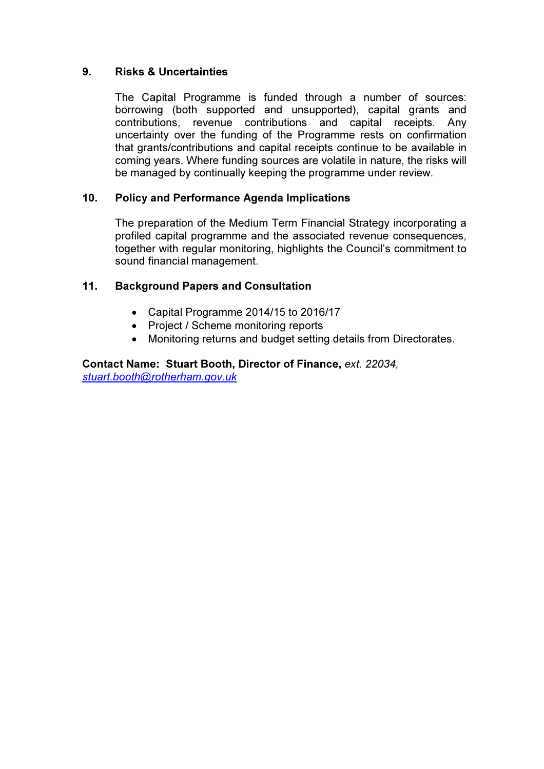## 9. Risks & Uncertainties

The Capital Programme is funded through a number of sources: borrowing (both supported and unsupported), capital grants and contributions, revenue contributions and capital receipts. Any uncertainty over the funding of the Programme rests on confirmation that grants/contributions and capital receipts continue to be available in coming years. Where funding sources are volatile in nature, the risks will be managed by continually keeping the programme under review.

## 10. Policy and Performance Agenda Implications

The preparation of the Medium Term Financial Strategy incorporating a profiled capital programme and the associated revenue consequences, together with regular monitoring, highlights the Council's commitment to sound financial management.

## 11. Background Papers and Consultation

- Capital Programme 2014/15 to 2016/17
- Project / Scheme monitoring reports
- Monitoring returns and budget setting details from Directorates.

**Contact Name: Stuart Booth, Director of Finance,** *ext. 22034,*
*stuart.booth@rotherham.gov.uk*